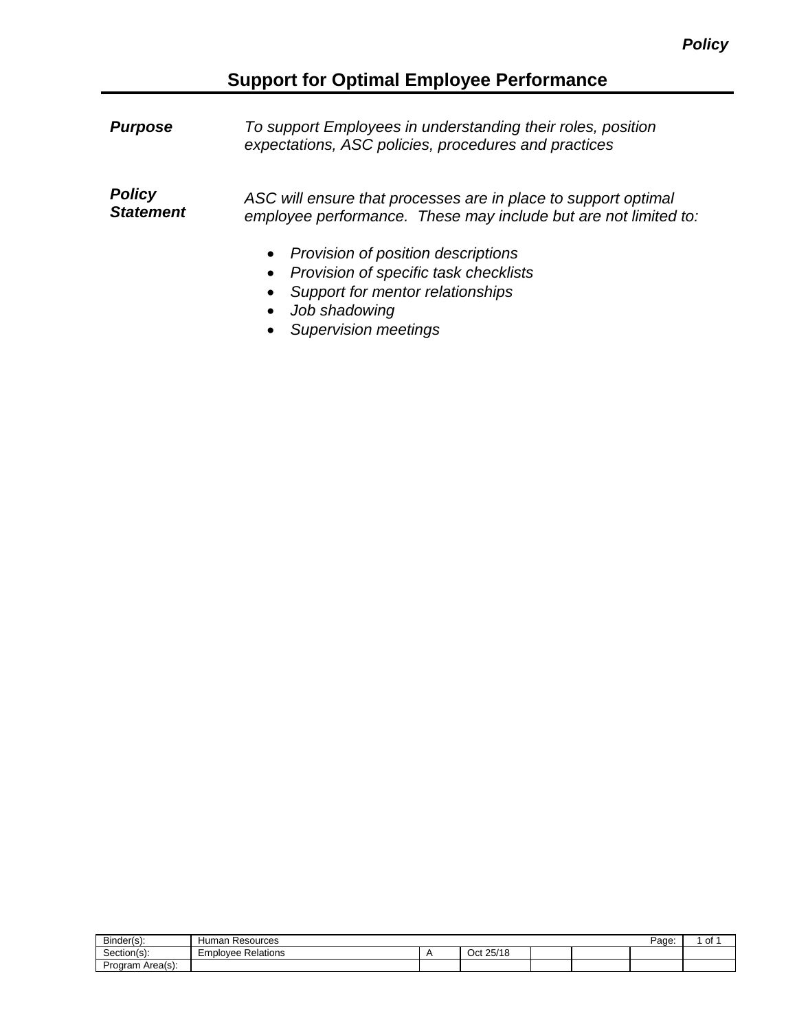*Policy*

# Support for Optimal Employee Performance

| | |
|---|---|
| ***Purpose*** | *To support Employees in understanding their roles, position expectations, ASC policies, procedures and practices* |
| ***Policy Statement*** | *ASC will ensure that processes are in place to support optimal employee performance. These may include but are not limited to:* |

- *Provision of position descriptions*
- *Provision of specific task checklists*
- *Support for mentor relationships*
- *Job shadowing*
- *Supervision meetings*

| Binder(s): | Human Resources | | | | | | Page: | 1 of 1 |
|---|---|---|---|---|---|---|---|---|
| Section(s): | Employee Relations | A | Oct 25/18 | | | | | |
| Program Area(s): | | | | | | | | |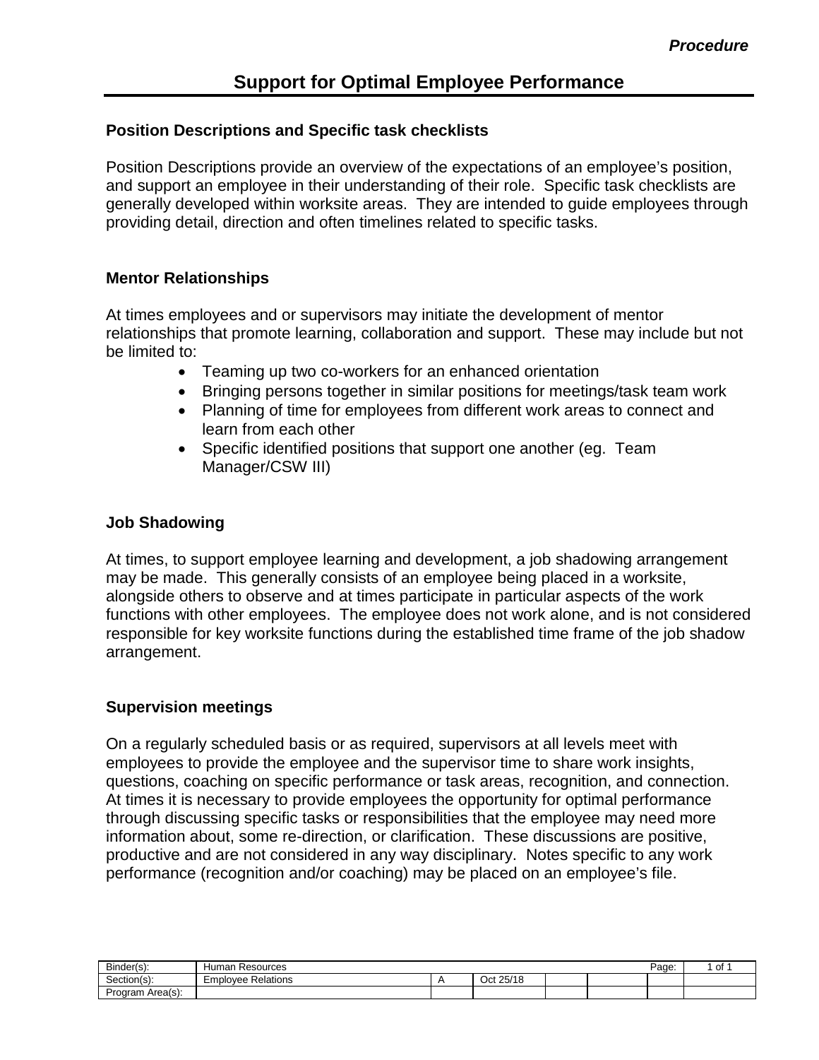# Support for Optimal Employee Performance

## Position Descriptions and Specific task checklists

Position Descriptions provide an overview of the expectations of an employee's position, and support an employee in their understanding of their role. Specific task checklists are generally developed within worksite areas. They are intended to guide employees through providing detail, direction and often timelines related to specific tasks.

## Mentor Relationships

At times employees and or supervisors may initiate the development of mentor relationships that promote learning, collaboration and support. These may include but not be limited to:

- Teaming up two co-workers for an enhanced orientation
- Bringing persons together in similar positions for meetings/task team work
- Planning of time for employees from different work areas to connect and learn from each other
- Specific identified positions that support one another (eg. Team Manager/CSW III)

## Job Shadowing

At times, to support employee learning and development, a job shadowing arrangement may be made. This generally consists of an employee being placed in a worksite, alongside others to observe and at times participate in particular aspects of the work functions with other employees. The employee does not work alone, and is not considered responsible for key worksite functions during the established time frame of the job shadow arrangement.

## Supervision meetings

On a regularly scheduled basis or as required, supervisors at all levels meet with employees to provide the employee and the supervisor time to share work insights, questions, coaching on specific performance or task areas, recognition, and connection. At times it is necessary to provide employees the opportunity for optimal performance through discussing specific tasks or responsibilities that the employee may need more information about, some re-direction, or clarification. These discussions are positive, productive and are not considered in any way disciplinary. Notes specific to any work performance (recognition and/or coaching) may be placed on an employee's file.